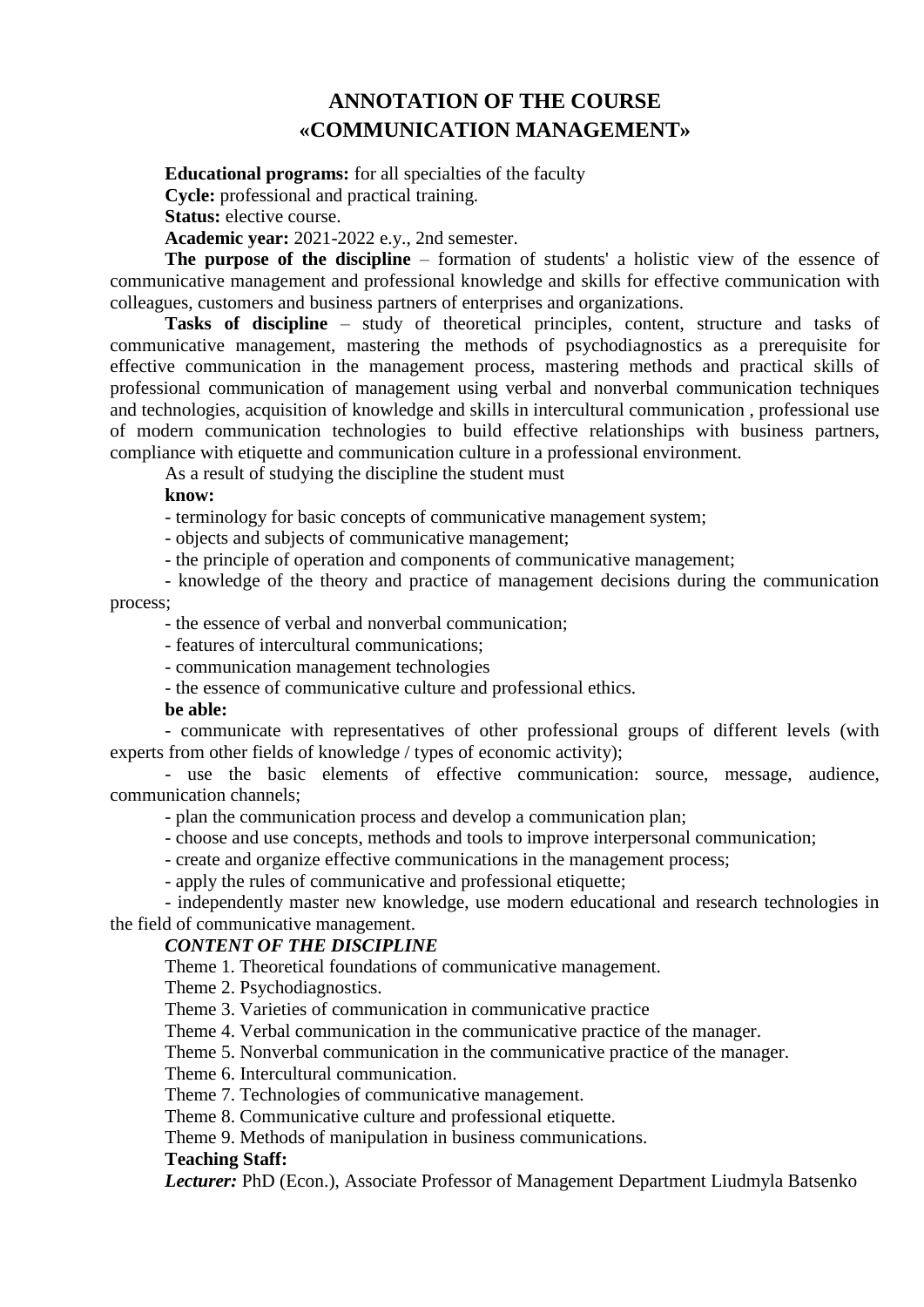# ANNOTATION OF THE COURSE «COMMUNICATION MANAGEMENT»

**Educational programs:** for all specialties of the faculty

**Cycle:** professional and practical training.

**Status:** elective course.

**Academic year:** 2021-2022 e.y., 2nd semester.

**The purpose of the discipline** – formation of students' a holistic view of the essence of communicative management and professional knowledge and skills for effective communication with colleagues, customers and business partners of enterprises and organizations.

**Tasks of discipline** – study of theoretical principles, content, structure and tasks of communicative management, mastering the methods of psychodiagnostics as a prerequisite for effective communication in the management process, mastering methods and practical skills of professional communication of management using verbal and nonverbal communication techniques and technologies, acquisition of knowledge and skills in intercultural communication , professional use of modern communication technologies to build effective relationships with business partners, compliance with etiquette and communication culture in a professional environment.

As a result of studying the discipline the student must

**know:**

- terminology for basic concepts of communicative management system;
- objects and subjects of communicative management;
- the principle of operation and components of communicative management;
- knowledge of the theory and practice of management decisions during the communication process;
- the essence of verbal and nonverbal communication;
- features of intercultural communications;
- communication management technologies
- the essence of communicative culture and professional ethics.

**be able:**

- communicate with representatives of other professional groups of different levels (with experts from other fields of knowledge / types of economic activity);
- use the basic elements of effective communication: source, message, audience, communication channels;
- plan the communication process and develop a communication plan;
- choose and use concepts, methods and tools to improve interpersonal communication;
- create and organize effective communications in the management process;
- apply the rules of communicative and professional etiquette;
- independently master new knowledge, use modern educational and research technologies in the field of communicative management.

***CONTENT OF THE DISCIPLINE***

Theme 1. Theoretical foundations of communicative management.

Theme 2. Psychodiagnostics.

Theme 3. Varieties of communication in communicative practice

Theme 4. Verbal communication in the communicative practice of the manager.

Theme 5. Nonverbal communication in the communicative practice of the manager.

Theme 6. Intercultural communication.

Theme 7. Technologies of communicative management.

Theme 8. Communicative culture and professional etiquette.

Theme 9. Methods of manipulation in business communications.

**Teaching Staff:**

***Lecturer:*** PhD (Econ.), Associate Professor of Management Department Liudmyla Batsenko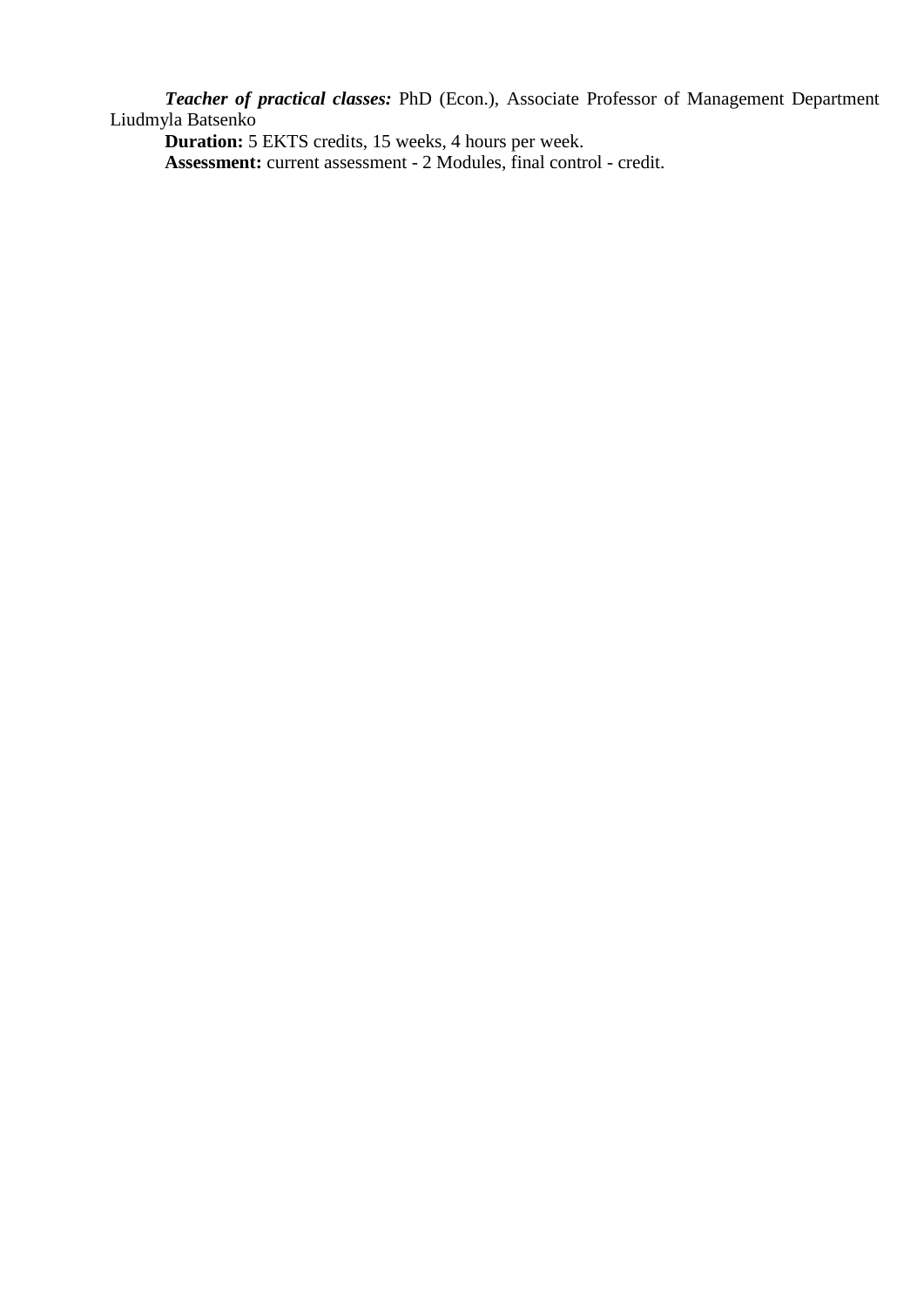***Teacher of practical classes:*** PhD (Econ.), Associate Professor of Management Department Liudmyla Batsenko

**Duration:** 5 EKTS credits, 15 weeks, 4 hours per week.

**Assessment:** current assessment - 2 Modules, final control - credit.